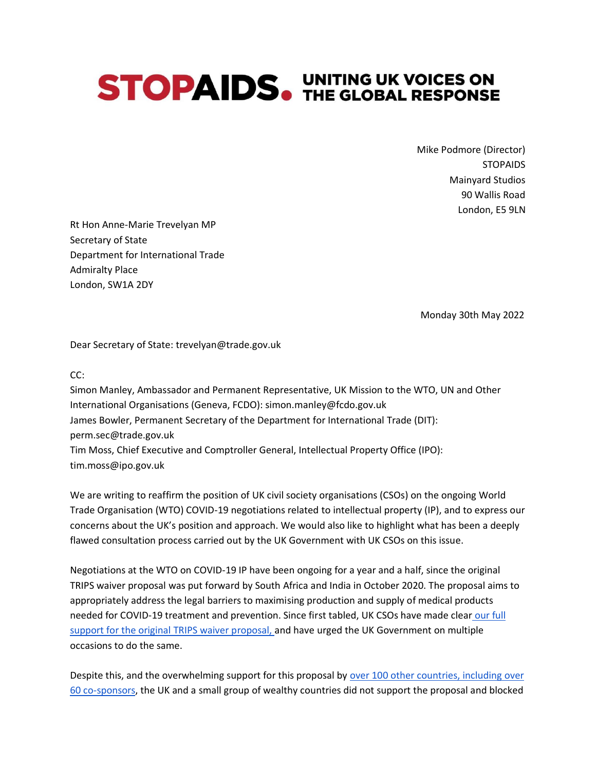# STOPAIDS. UNITING UK VOICES ON THE GLOBAL RESPONSE

Mike Podmore (Director)
STOPAIDS
Mainyard Studios
90 Wallis Road
London, E5 9LN

Rt Hon Anne-Marie Trevelyan MP
Secretary of State
Department for International Trade
Admiralty Place
London, SW1A 2DY

Monday 30th May 2022

Dear Secretary of State: trevelyan@trade.gov.uk

CC:
Simon Manley, Ambassador and Permanent Representative, UK Mission to the WTO, UN and Other International Organisations (Geneva, FCDO): simon.manley@fcdo.gov.uk
James Bowler, Permanent Secretary of the Department for International Trade (DIT): perm.sec@trade.gov.uk
Tim Moss, Chief Executive and Comptroller General, Intellectual Property Office (IPO): tim.moss@ipo.gov.uk

We are writing to reaffirm the position of UK civil society organisations (CSOs) on the ongoing World Trade Organisation (WTO) COVID-19 negotiations related to intellectual property (IP), and to express our concerns about the UK's position and approach. We would also like to highlight what has been a deeply flawed consultation process carried out by the UK Government with UK CSOs on this issue.

Negotiations at the WTO on COVID-19 IP have been ongoing for a year and a half, since the original TRIPS waiver proposal was put forward by South Africa and India in October 2020. The proposal aims to appropriately address the legal barriers to maximising production and supply of medical products needed for COVID-19 treatment and prevention. Since first tabled, UK CSOs have made clear [our full support for the original TRIPS waiver proposal,]() and have urged the UK Government on multiple occasions to do the same.

Despite this, and the overwhelming support for this proposal by [over 100 other countries, including over 60 co-sponsors](), the UK and a small group of wealthy countries did not support the proposal and blocked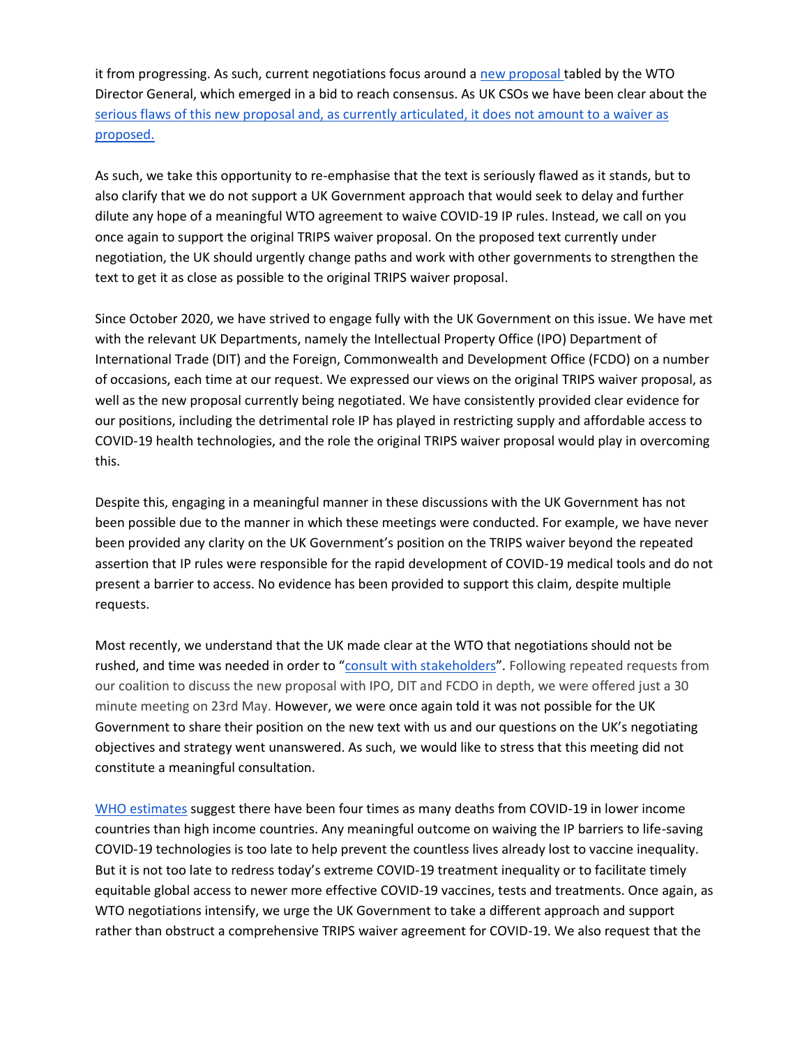it from progressing. As such, current negotiations focus around a new proposal tabled by the WTO Director General, which emerged in a bid to reach consensus. As UK CSOs we have been clear about the serious flaws of this new proposal and, as currently articulated, it does not amount to a waiver as proposed.

As such, we take this opportunity to re-emphasise that the text is seriously flawed as it stands, but to also clarify that we do not support a UK Government approach that would seek to delay and further dilute any hope of a meaningful WTO agreement to waive COVID-19 IP rules. Instead, we call on you once again to support the original TRIPS waiver proposal. On the proposed text currently under negotiation, the UK should urgently change paths and work with other governments to strengthen the text to get it as close as possible to the original TRIPS waiver proposal.

Since October 2020, we have strived to engage fully with the UK Government on this issue. We have met with the relevant UK Departments, namely the Intellectual Property Office (IPO) Department of International Trade (DIT) and the Foreign, Commonwealth and Development Office (FCDO) on a number of occasions, each time at our request. We expressed our views on the original TRIPS waiver proposal, as well as the new proposal currently being negotiated. We have consistently provided clear evidence for our positions, including the detrimental role IP has played in restricting supply and affordable access to COVID-19 health technologies, and the role the original TRIPS waiver proposal would play in overcoming this.

Despite this, engaging in a meaningful manner in these discussions with the UK Government has not been possible due to the manner in which these meetings were conducted. For example, we have never been provided any clarity on the UK Government's position on the TRIPS waiver beyond the repeated assertion that IP rules were responsible for the rapid development of COVID-19 medical tools and do not present a barrier to access. No evidence has been provided to support this claim, despite multiple requests.

Most recently, we understand that the UK made clear at the WTO that negotiations should not be rushed, and time was needed in order to "consult with stakeholders". Following repeated requests from our coalition to discuss the new proposal with IPO, DIT and FCDO in depth, we were offered just a 30 minute meeting on 23rd May. However, we were once again told it was not possible for the UK Government to share their position on the new text with us and our questions on the UK's negotiating objectives and strategy went unanswered. As such, we would like to stress that this meeting did not constitute a meaningful consultation.

WHO estimates suggest there have been four times as many deaths from COVID-19 in lower income countries than high income countries. Any meaningful outcome on waiving the IP barriers to life-saving COVID-19 technologies is too late to help prevent the countless lives already lost to vaccine inequality. But it is not too late to redress today's extreme COVID-19 treatment inequality or to facilitate timely equitable global access to newer more effective COVID-19 vaccines, tests and treatments. Once again, as WTO negotiations intensify, we urge the UK Government to take a different approach and support rather than obstruct a comprehensive TRIPS waiver agreement for COVID-19. We also request that the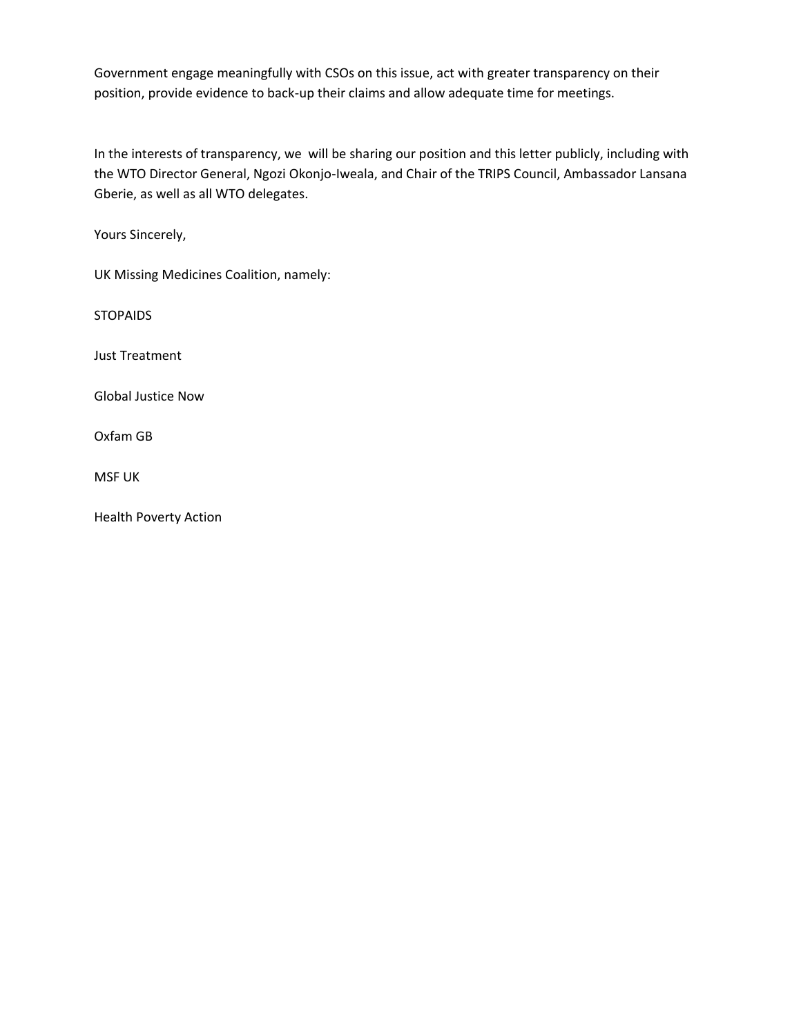Government engage meaningfully with CSOs on this issue, act with greater transparency on their position, provide evidence to back-up their claims and allow adequate time for meetings.

In the interests of transparency, we will be sharing our position and this letter publicly, including with the WTO Director General, Ngozi Okonjo-Iweala, and Chair of the TRIPS Council, Ambassador Lansana Gberie, as well as all WTO delegates.

Yours Sincerely,

UK Missing Medicines Coalition, namely:

STOPAIDS

Just Treatment

Global Justice Now

Oxfam GB

MSF UK

Health Poverty Action